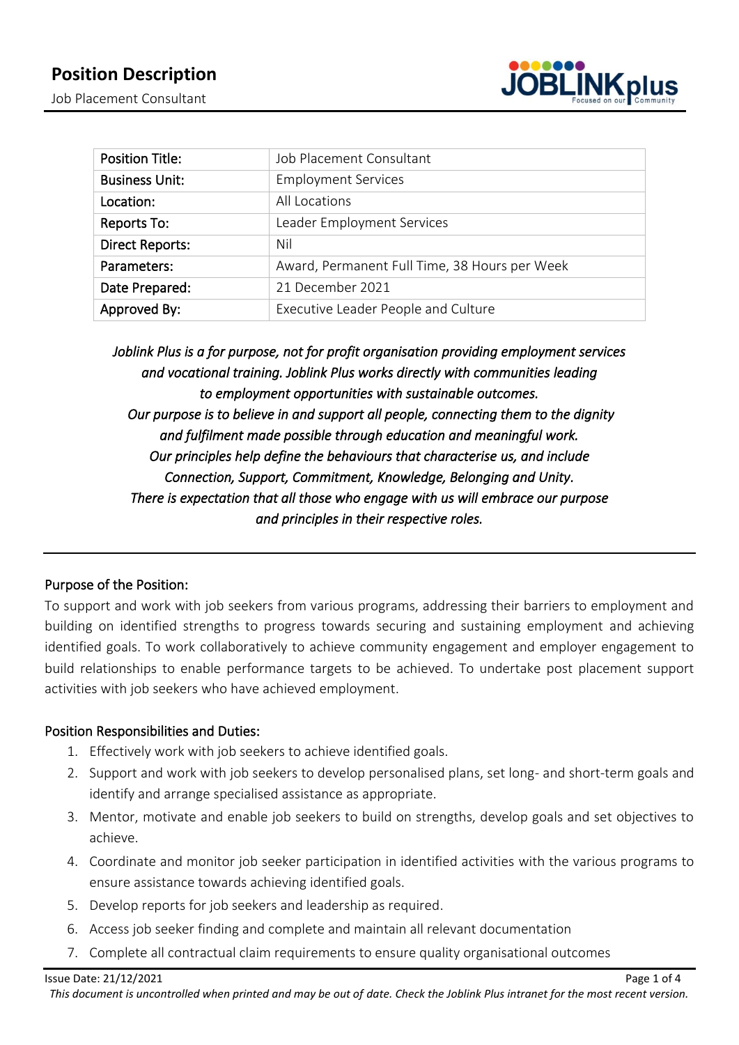# Position Description

Job Placement Consultant

| Position Title: | Job Placement Consultant |
|---|---|
| Business Unit: | Employment Services |
| Location: | All Locations |
| Reports To: | Leader Employment Services |
| Direct Reports: | Nil |
| Parameters: | Award, Permanent Full Time, 38 Hours per Week |
| Date Prepared: | 21 December 2021 |
| Approved By: | Executive Leader People and Culture |

*Joblink Plus is a for purpose, not for profit organisation providing employment services and vocational training. Joblink Plus works directly with communities leading to employment opportunities with sustainable outcomes.*
*Our purpose is to believe in and support all people, connecting them to the dignity and fulfilment made possible through education and meaningful work.*
*Our principles help define the behaviours that characterise us, and include Connection, Support, Commitment, Knowledge, Belonging and Unity.*
*There is expectation that all those who engage with us will embrace our purpose and principles in their respective roles.*

## Purpose of the Position:

To support and work with job seekers from various programs, addressing their barriers to employment and building on identified strengths to progress towards securing and sustaining employment and achieving identified goals. To work collaboratively to achieve community engagement and employer engagement to build relationships to enable performance targets to be achieved. To undertake post placement support activities with job seekers who have achieved employment.

## Position Responsibilities and Duties:

1. Effectively work with job seekers to achieve identified goals.
2. Support and work with job seekers to develop personalised plans, set long- and short-term goals and identify and arrange specialised assistance as appropriate.
3. Mentor, motivate and enable job seekers to build on strengths, develop goals and set objectives to achieve.
4. Coordinate and monitor job seeker participation in identified activities with the various programs to ensure assistance towards achieving identified goals.
5. Develop reports for job seekers and leadership as required.
6. Access job seeker finding and complete and maintain all relevant documentation
7. Complete all contractual claim requirements to ensure quality organisational outcomes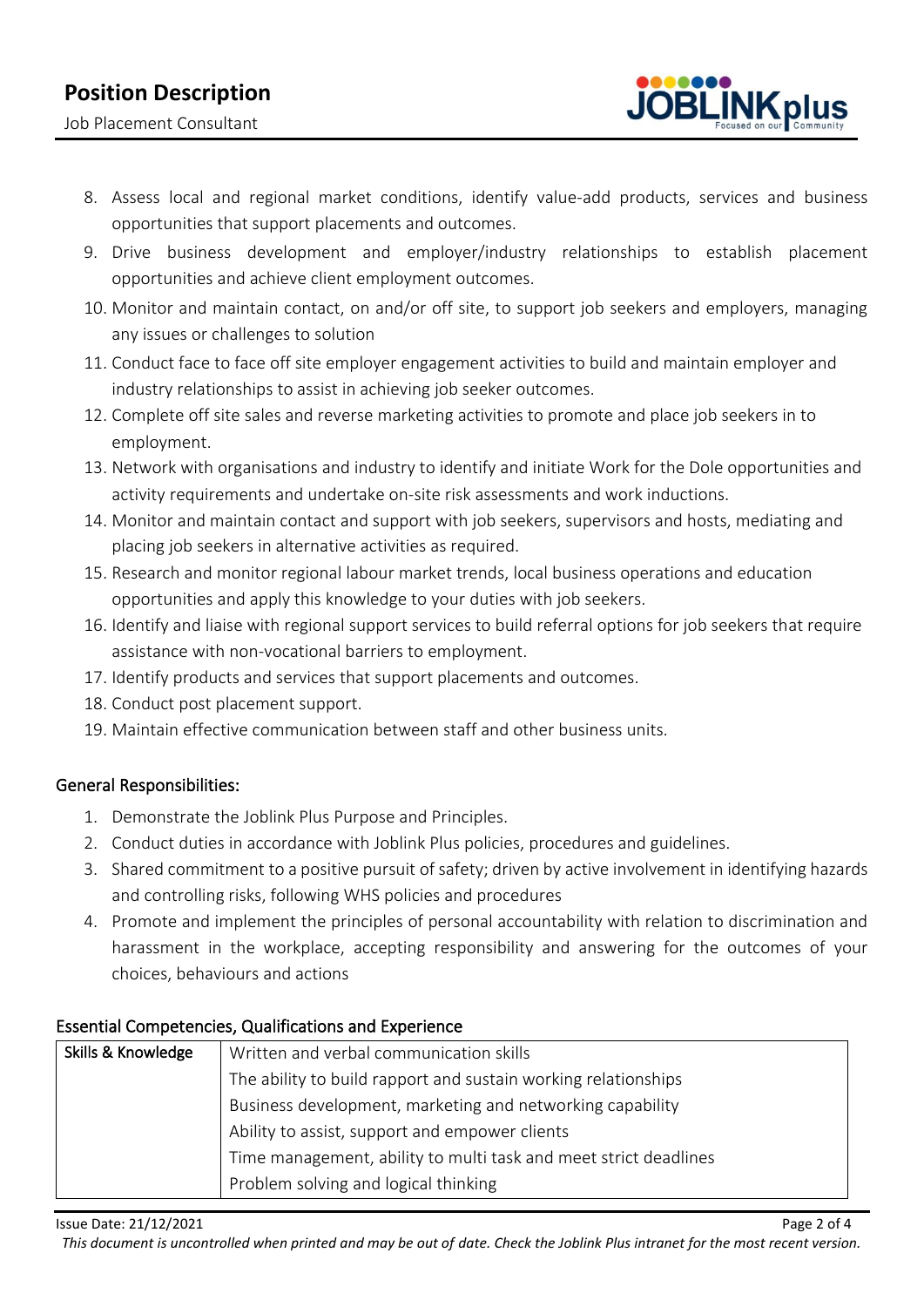8. Assess local and regional market conditions, identify value-add products, services and business opportunities that support placements and outcomes.
9. Drive business development and employer/industry relationships to establish placement opportunities and achieve client employment outcomes.
10. Monitor and maintain contact, on and/or off site, to support job seekers and employers, managing any issues or challenges to solution
11. Conduct face to face off site employer engagement activities to build and maintain employer and industry relationships to assist in achieving job seeker outcomes.
12. Complete off site sales and reverse marketing activities to promote and place job seekers in to employment.
13. Network with organisations and industry to identify and initiate Work for the Dole opportunities and activity requirements and undertake on-site risk assessments and work inductions.
14. Monitor and maintain contact and support with job seekers, supervisors and hosts, mediating and placing job seekers in alternative activities as required.
15. Research and monitor regional labour market trends, local business operations and education opportunities and apply this knowledge to your duties with job seekers.
16. Identify and liaise with regional support services to build referral options for job seekers that require assistance with non-vocational barriers to employment.
17. Identify products and services that support placements and outcomes.
18. Conduct post placement support.
19. Maintain effective communication between staff and other business units.

## General Responsibilities:

1. Demonstrate the Joblink Plus Purpose and Principles.
2. Conduct duties in accordance with Joblink Plus policies, procedures and guidelines.
3. Shared commitment to a positive pursuit of safety; driven by active involvement in identifying hazards and controlling risks, following WHS policies and procedures
4. Promote and implement the principles of personal accountability with relation to discrimination and harassment in the workplace, accepting responsibility and answering for the outcomes of your choices, behaviours and actions

## Essential Competencies, Qualifications and Experience

| Skills & Knowledge | Written and verbal communication skills |
|---|---|
| | The ability to build rapport and sustain working relationships |
| | Business development, marketing and networking capability |
| | Ability to assist, support and empower clients |
| | Time management, ability to multi task and meet strict deadlines |
| | Problem solving and logical thinking |

Issue Date: 21/12/2021

*This document is uncontrolled when printed and may be out of date. Check the Joblink Plus intranet for the most recent version.*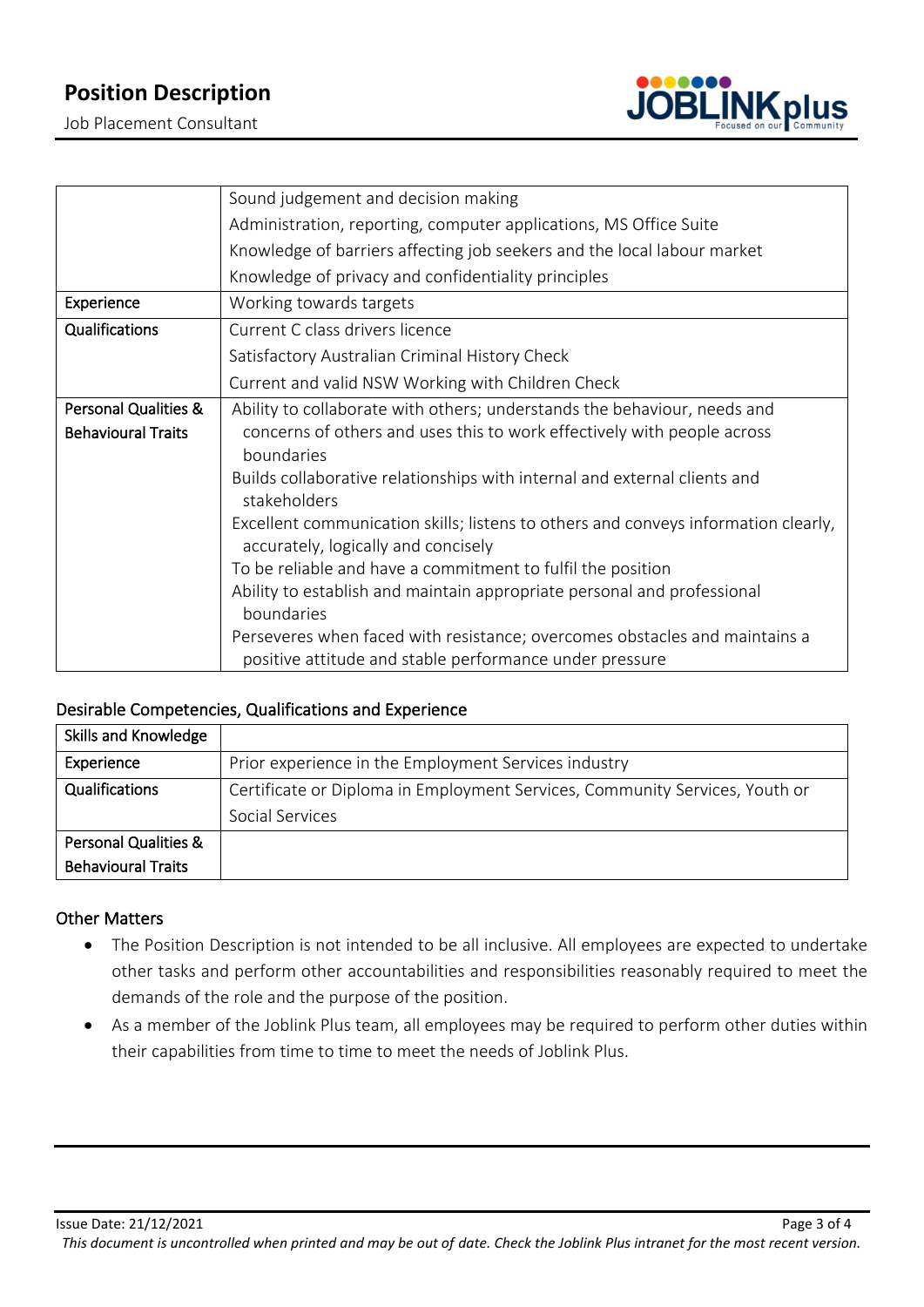| | |
|---|---|
| | Sound judgement and decision making<br>Administration, reporting, computer applications, MS Office Suite<br>Knowledge of barriers affecting job seekers and the local labour market<br>Knowledge of privacy and confidentiality principles |
| Experience | Working towards targets |
| Qualifications | Current C class drivers licence<br>Satisfactory Australian Criminal History Check<br>Current and valid NSW Working with Children Check |
| Personal Qualities & Behavioural Traits | Ability to collaborate with others; understands the behaviour, needs and concerns of others and uses this to work effectively with people across boundaries<br>Builds collaborative relationships with internal and external clients and stakeholders<br>Excellent communication skills; listens to others and conveys information clearly, accurately, logically and concisely<br>To be reliable and have a commitment to fulfil the position<br>Ability to establish and maintain appropriate personal and professional boundaries<br>Perseveres when faced with resistance; overcomes obstacles and maintains a positive attitude and stable performance under pressure |

## Desirable Competencies, Qualifications and Experience

| | |
|---|---|
| Skills and Knowledge | |
| Experience | Prior experience in the Employment Services industry |
| Qualifications | Certificate or Diploma in Employment Services, Community Services, Youth or Social Services |
| Personal Qualities & Behavioural Traits | |

## Other Matters

- The Position Description is not intended to be all inclusive. All employees are expected to undertake other tasks and perform other accountabilities and responsibilities reasonably required to meet the demands of the role and the purpose of the position.
- As a member of the Joblink Plus team, all employees may be required to perform other duties within their capabilities from time to time to meet the needs of Joblink Plus.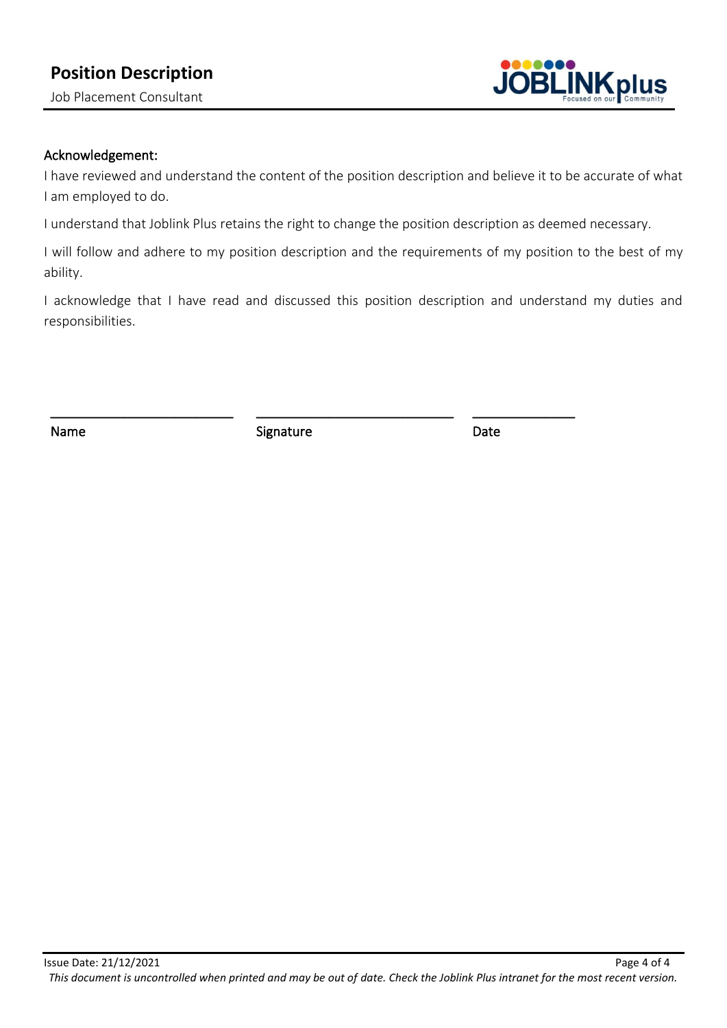Acknowledgement:

I have reviewed and understand the content of the position description and believe it to be accurate of what I am employed to do.

I understand that Joblink Plus retains the right to change the position description as deemed necessary.

I will follow and adhere to my position description and the requirements of my position to the best of my ability.

I acknowledge that I have read and discussed this position description and understand my duties and responsibilities.

| Name | Signature | Date |
|---|---|---|
| ______________________ | ________________________ | ____________ |

*This document is uncontrolled when printed and may be out of date. Check the Joblink Plus intranet for the most recent version.*